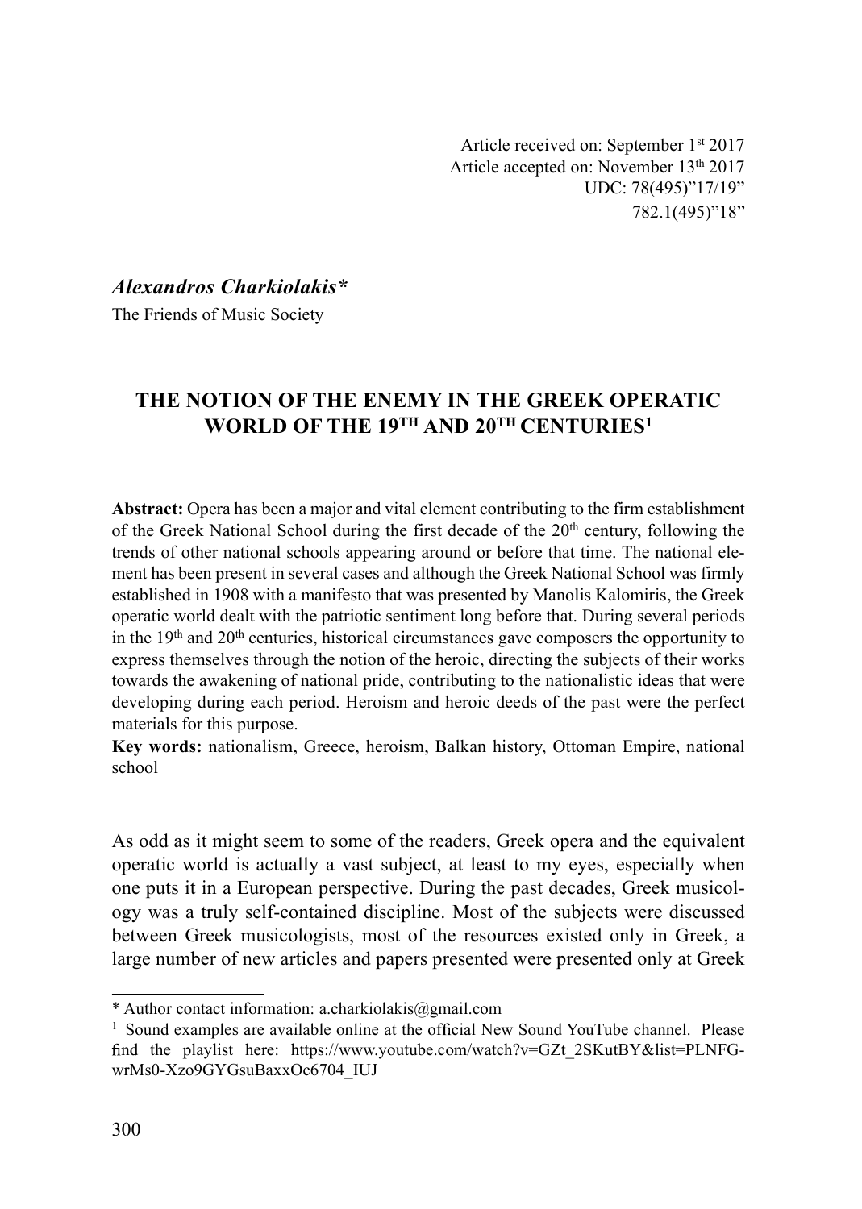Article received on: September 1st 2017
Article accepted on: November 13th 2017
UDC: 78(495)"17/19"
782.1(495)"18"

*Alexandros Charkiolakis**
The Friends of Music Society

# THE NOTION OF THE ENEMY IN THE GREEK OPERATIC WORLD OF THE 19TH AND 20TH CENTURIES[1]

**Abstract:** Opera has been a major and vital element contributing to the firm establishment of the Greek National School during the first decade of the 20th century, following the trends of other national schools appearing around or before that time. The national element has been present in several cases and although the Greek National School was firmly established in 1908 with a manifesto that was presented by Manolis Kalomiris, the Greek operatic world dealt with the patriotic sentiment long before that. During several periods in the 19th and 20th centuries, historical circumstances gave composers the opportunity to express themselves through the notion of the heroic, directing the subjects of their works towards the awakening of national pride, contributing to the nationalistic ideas that were developing during each period. Heroism and heroic deeds of the past were the perfect materials for this purpose.

**Key words:** nationalism, Greece, heroism, Balkan history, Ottoman Empire, national school

As odd as it might seem to some of the readers, Greek opera and the equivalent operatic world is actually a vast subject, at least to my eyes, especially when one puts it in a European perspective. During the past decades, Greek musicology was a truly self-contained discipline. Most of the subjects were discussed between Greek musicologists, most of the resources existed only in Greek, a large number of new articles and papers presented were presented only at Greek

---

\* Author contact information: a.charkiolakis@gmail.com

[1] Sound examples are available online at the official New Sound YouTube channel. Please find the playlist here: https://www.youtube.com/watch?v=GZt_2SKutBY&list=PLNFG-wrMs0-Xzo9GYGsuBaxxOc6704_IUJ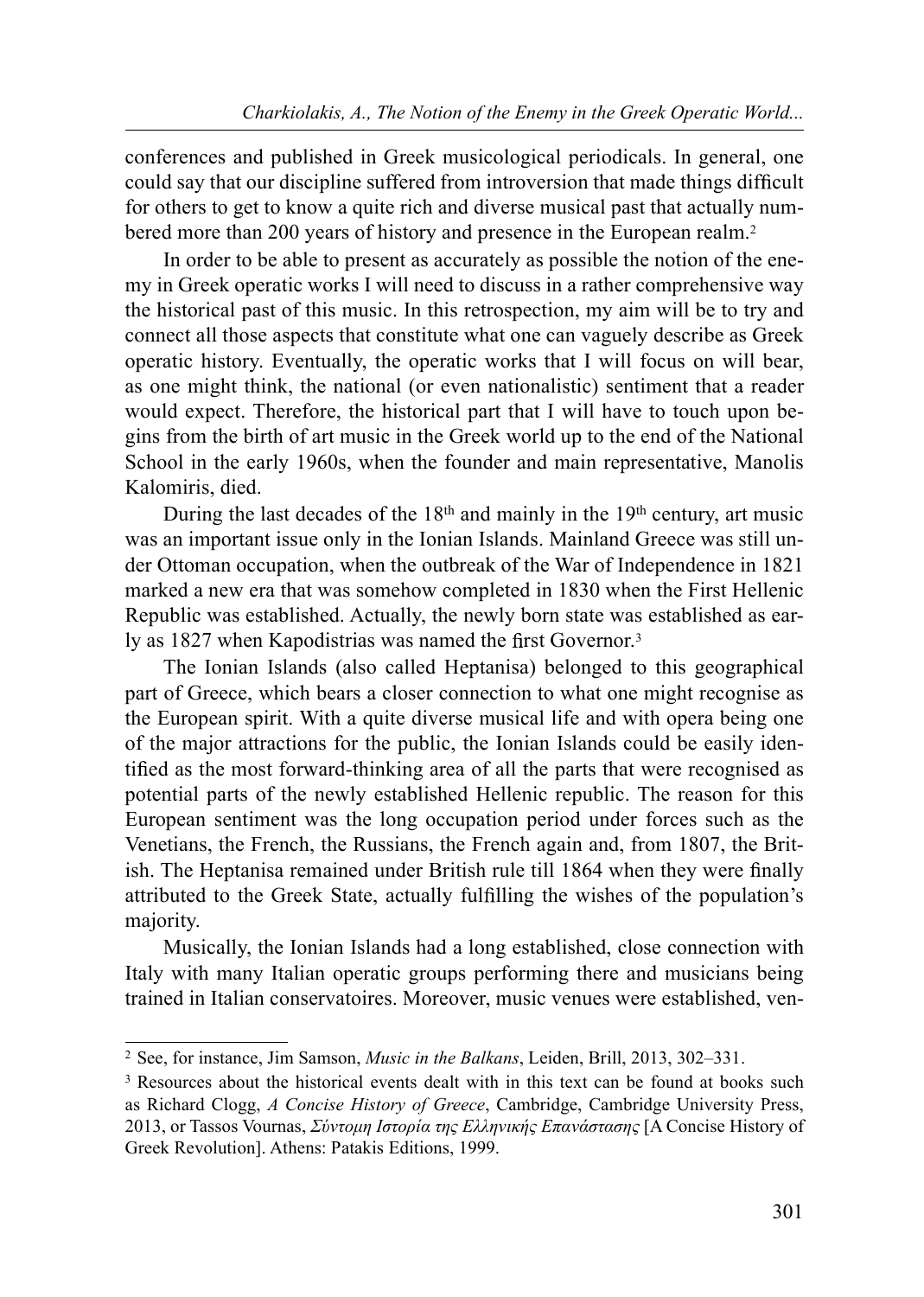conferences and published in Greek musicological periodicals. In general, one could say that our discipline suffered from introversion that made things difficult for others to get to know a quite rich and diverse musical past that actually numbered more than 200 years of history and presence in the European realm.[2]

In order to be able to present as accurately as possible the notion of the enemy in Greek operatic works I will need to discuss in a rather comprehensive way the historical past of this music. In this retrospection, my aim will be to try and connect all those aspects that constitute what one can vaguely describe as Greek operatic history. Eventually, the operatic works that I will focus on will bear, as one might think, the national (or even nationalistic) sentiment that a reader would expect. Therefore, the historical part that I will have to touch upon begins from the birth of art music in the Greek world up to the end of the National School in the early 1960s, when the founder and main representative, Manolis Kalomiris, died.

During the last decades of the 18th and mainly in the 19th century, art music was an important issue only in the Ionian Islands. Mainland Greece was still under Ottoman occupation, when the outbreak of the War of Independence in 1821 marked a new era that was somehow completed in 1830 when the First Hellenic Republic was established. Actually, the newly born state was established as early as 1827 when Kapodistrias was named the first Governor.[3]

The Ionian Islands (also called Heptanisa) belonged to this geographical part of Greece, which bears a closer connection to what one might recognise as the European spirit. With a quite diverse musical life and with opera being one of the major attractions for the public, the Ionian Islands could be easily identified as the most forward-thinking area of all the parts that were recognised as potential parts of the newly established Hellenic republic. The reason for this European sentiment was the long occupation period under forces such as the Venetians, the French, the Russians, the French again and, from 1807, the British. The Heptanisa remained under British rule till 1864 when they were finally attributed to the Greek State, actually fulfilling the wishes of the population's majority.

Musically, the Ionian Islands had a long established, close connection with Italy with many Italian operatic groups performing there and musicians being trained in Italian conservatoires. Moreover, music venues were established, ven-

---

[2] See, for instance, Jim Samson, *Music in the Balkans*, Leiden, Brill, 2013, 302–331.

[3] Resources about the historical events dealt with in this text can be found at books such as Richard Clogg, *A Concise History of Greece*, Cambridge, Cambridge University Press, 2013, or Tassos Vournas, *Σύντομη Ιστορία της Ελληνικής Επανάστασης* [A Concise History of Greek Revolution]. Athens: Patakis Editions, 1999.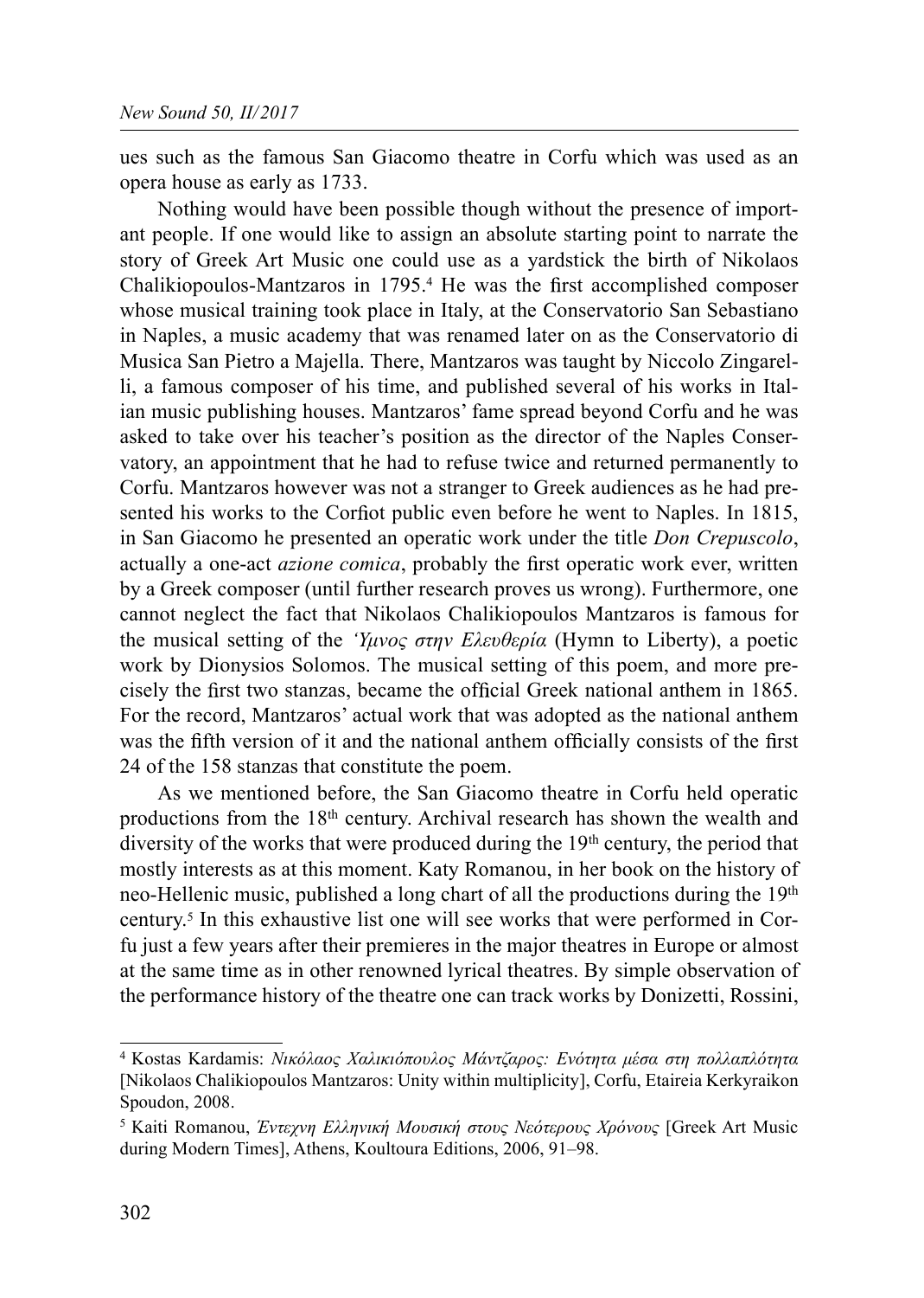ues such as the famous San Giacomo theatre in Corfu which was used as an opera house as early as 1733.

Nothing would have been possible though without the presence of important people. If one would like to assign an absolute starting point to narrate the story of Greek Art Music one could use as a yardstick the birth of Nikolaos Chalikiopoulos-Mantzaros in 1795.[4] He was the first accomplished composer whose musical training took place in Italy, at the Conservatorio San Sebastiano in Naples, a music academy that was renamed later on as the Conservatorio di Musica San Pietro a Majella. There, Mantzaros was taught by Niccolo Zingarelli, a famous composer of his time, and published several of his works in Italian music publishing houses. Mantzaros' fame spread beyond Corfu and he was asked to take over his teacher's position as the director of the Naples Conservatory, an appointment that he had to refuse twice and returned permanently to Corfu. Mantzaros however was not a stranger to Greek audiences as he had presented his works to the Corfiot public even before he went to Naples. In 1815, in San Giacomo he presented an operatic work under the title *Don Crepuscolo*, actually a one-act *azione comica*, probably the first operatic work ever, written by a Greek composer (until further research proves us wrong). Furthermore, one cannot neglect the fact that Nikolaos Chalikiopoulos Mantzaros is famous for the musical setting of the *'Ύμνος στην Ελευθερία* (Hymn to Liberty), a poetic work by Dionysios Solomos. The musical setting of this poem, and more precisely the first two stanzas, became the official Greek national anthem in 1865. For the record, Mantzaros' actual work that was adopted as the national anthem was the fifth version of it and the national anthem officially consists of the first 24 of the 158 stanzas that constitute the poem.

As we mentioned before, the San Giacomo theatre in Corfu held operatic productions from the 18th century. Archival research has shown the wealth and diversity of the works that were produced during the 19th century, the period that mostly interests as at this moment. Katy Romanou, in her book on the history of neo-Hellenic music, published a long chart of all the productions during the 19th century.[5] In this exhaustive list one will see works that were performed in Corfu just a few years after their premieres in the major theatres in Europe or almost at the same time as in other renowned lyrical theatres. By simple observation of the performance history of the theatre one can track works by Donizetti, Rossini,

---

[4] Kostas Kardamis: *Νικόλαος Χαλικιόπουλος Μάντζαρος: Ενότητα μέσα στη πολλαπλότητα* [Nikolaos Chalikiopoulos Mantzaros: Unity within multiplicity], Corfu, Etaireia Kerkyraikon Spoudon, 2008.

[5] Kaiti Romanou, *Έντεχνη Ελληνική Μουσική στους Νεότερους Χρόνους* [Greek Art Music during Modern Times], Athens, Koultoura Editions, 2006, 91–98.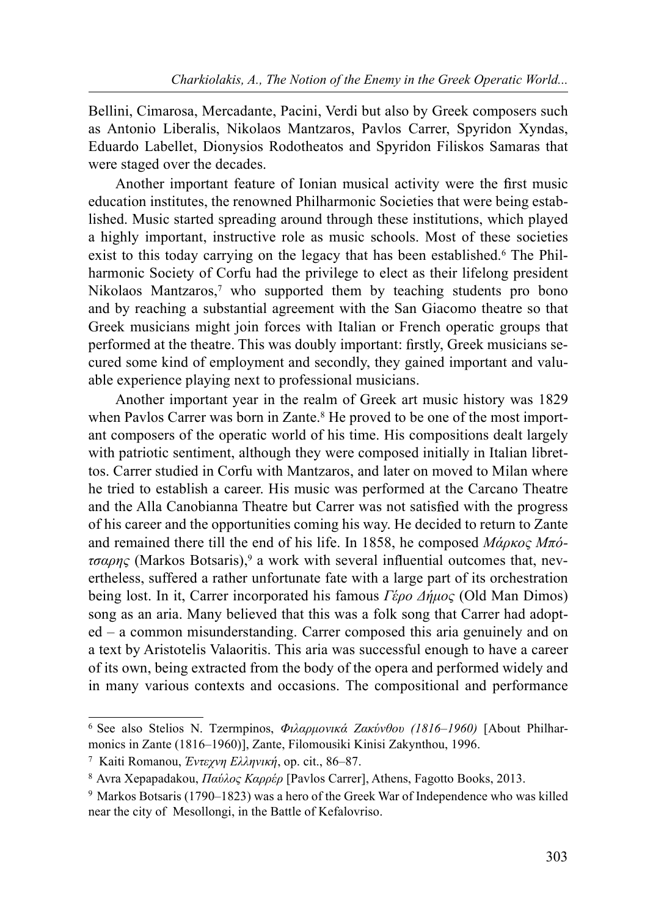Bellini, Cimarosa, Mercadante, Pacini, Verdi but also by Greek composers such as Antonio Liberalis, Nikolaos Mantzaros, Pavlos Carrer, Spyridon Xyndas, Eduardo Labellet, Dionysios Rodotheatos and Spyridon Filiskos Samaras that were staged over the decades.

Another important feature of Ionian musical activity were the first music education institutes, the renowned Philharmonic Societies that were being established. Music started spreading around through these institutions, which played a highly important, instructive role as music schools. Most of these societies exist to this today carrying on the legacy that has been established.[6] The Philharmonic Society of Corfu had the privilege to elect as their lifelong president Nikolaos Mantzaros,[7] who supported them by teaching students pro bono and by reaching a substantial agreement with the San Giacomo theatre so that Greek musicians might join forces with Italian or French operatic groups that performed at the theatre. This was doubly important: firstly, Greek musicians secured some kind of employment and secondly, they gained important and valuable experience playing next to professional musicians.

Another important year in the realm of Greek art music history was 1829 when Pavlos Carrer was born in Zante.[8] He proved to be one of the most important composers of the operatic world of his time. His compositions dealt largely with patriotic sentiment, although they were composed initially in Italian librettos. Carrer studied in Corfu with Mantzaros, and later on moved to Milan where he tried to establish a career. His music was performed at the Carcano Theatre and the Alla Canobianna Theatre but Carrer was not satisfied with the progress of his career and the opportunities coming his way. He decided to return to Zante and remained there till the end of his life. In 1858, he composed *Μάρκος Μπότσαρης* (Markos Botsaris),[9] a work with several influential outcomes that, nevertheless, suffered a rather unfortunate fate with a large part of its orchestration being lost. In it, Carrer incorporated his famous *Γέρο Δήμος* (Old Man Dimos) song as an aria. Many believed that this was a folk song that Carrer had adopted – a common misunderstanding. Carrer composed this aria genuinely and on a text by Aristotelis Valaoritis. This aria was successful enough to have a career of its own, being extracted from the body of the opera and performed widely and in many various contexts and occasions. The compositional and performance

---

[6] See also Stelios N. Tzermpinos, *Φιλαρμονικά Ζακύνθου (1816–1960)* [About Philharmonics in Zante (1816–1960)], Zante, Filomousiki Kinisi Zakynthou, 1996.

[7] Kaiti Romanou, *Έντεχνη Ελληνική*, op. cit., 86–87.

[8] Avra Xepapadakou, *Παύλος Καρρέρ* [Pavlos Carrer], Athens, Fagotto Books, 2013.

[9] Markos Botsaris (1790–1823) was a hero of the Greek War of Independence who was killed near the city of Mesollongi, in the Battle of Kefalovriso.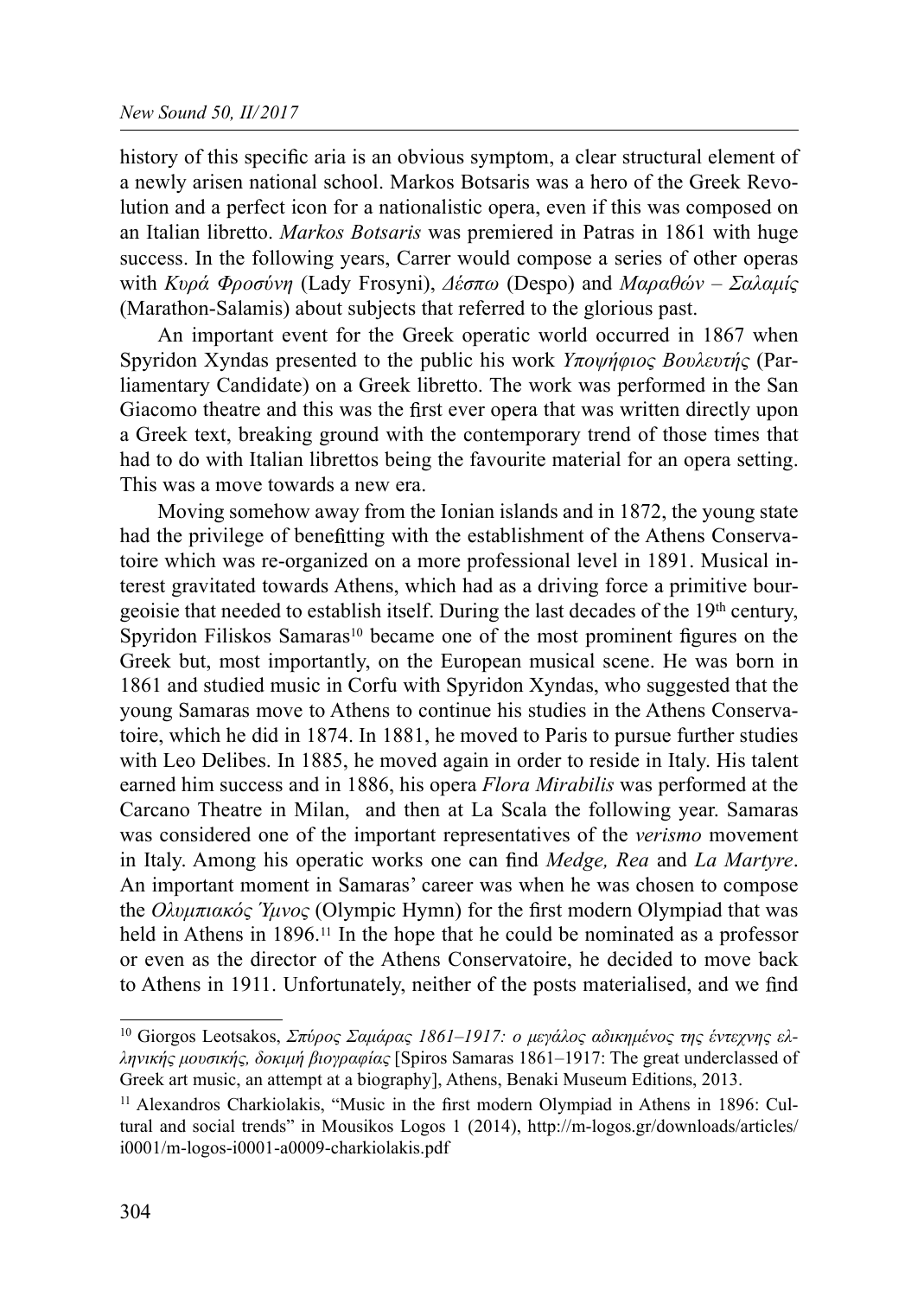history of this specific aria is an obvious symptom, a clear structural element of a newly arisen national school. Markos Botsaris was a hero of the Greek Revolution and a perfect icon for a nationalistic opera, even if this was composed on an Italian libretto. *Markos Botsaris* was premiered in Patras in 1861 with huge success. In the following years, Carrer would compose a series of other operas with *Κυρά Φροσύνη* (Lady Frosyni), *Δέσπω* (Despo) and *Μαραθών – Σαλαμίς* (Marathon-Salamis) about subjects that referred to the glorious past.

An important event for the Greek operatic world occurred in 1867 when Spyridon Xyndas presented to the public his work *Υποψήφιος Βουλευτής* (Parliamentary Candidate) on a Greek libretto. The work was performed in the San Giacomo theatre and this was the first ever opera that was written directly upon a Greek text, breaking ground with the contemporary trend of those times that had to do with Italian librettos being the favourite material for an opera setting. This was a move towards a new era.

Moving somehow away from the Ionian islands and in 1872, the young state had the privilege of benefitting with the establishment of the Athens Conservatoire which was re-organized on a more professional level in 1891. Musical interest gravitated towards Athens, which had as a driving force a primitive bourgeoisie that needed to establish itself. During the last decades of the 19th century, Spyridon Filiskos Samaras[10] became one of the most prominent figures on the Greek but, most importantly, on the European musical scene. He was born in 1861 and studied music in Corfu with Spyridon Xyndas, who suggested that the young Samaras move to Athens to continue his studies in the Athens Conservatoire, which he did in 1874. In 1881, he moved to Paris to pursue further studies with Leo Delibes. In 1885, he moved again in order to reside in Italy. His talent earned him success and in 1886, his opera *Flora Mirabilis* was performed at the Carcano Theatre in Milan, and then at La Scala the following year. Samaras was considered one of the important representatives of the *verismo* movement in Italy. Among his operatic works one can find *Medge, Rea* and *La Martyre*. An important moment in Samaras' career was when he was chosen to compose the *Ολυμπιακός Ύμνος* (Olympic Hymn) for the first modern Olympiad that was held in Athens in 1896.[11] In the hope that he could be nominated as a professor or even as the director of the Athens Conservatoire, he decided to move back to Athens in 1911. Unfortunately, neither of the posts materialised, and we find

[10] Giorgos Leotsakos, *Σπύρος Σαμάρας 1861–1917: ο μεγάλος αδικημένος της έντεχνης ελληνικής μουσικής, δοκιμή βιογραφίας* [Spiros Samaras 1861–1917: The great underclassed of Greek art music, an attempt at a biography], Athens, Benaki Museum Editions, 2013.

[11] Alexandros Charkiolakis, "Music in the first modern Olympiad in Athens in 1896: Cultural and social trends" in Mousikos Logos 1 (2014), http://m-logos.gr/downloads/articles/i0001/m-logos-i0001-a0009-charkiolakis.pdf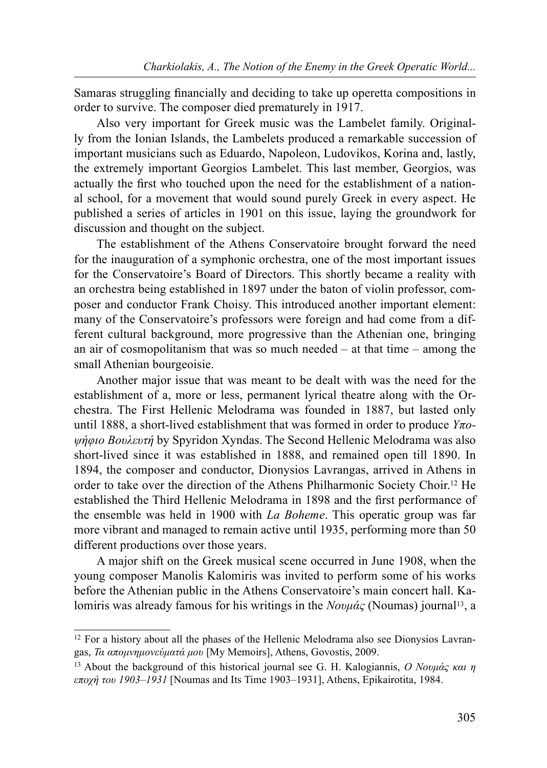Samaras struggling financially and deciding to take up operetta compositions in order to survive. The composer died prematurely in 1917.

Also very important for Greek music was the Lambelet family. Originally from the Ionian Islands, the Lambelets produced a remarkable succession of important musicians such as Eduardo, Napoleon, Ludovikos, Korina and, lastly, the extremely important Georgios Lambelet. This last member, Georgios, was actually the first who touched upon the need for the establishment of a national school, for a movement that would sound purely Greek in every aspect. He published a series of articles in 1901 on this issue, laying the groundwork for discussion and thought on the subject.

The establishment of the Athens Conservatoire brought forward the need for the inauguration of a symphonic orchestra, one of the most important issues for the Conservatoire's Board of Directors. This shortly became a reality with an orchestra being established in 1897 under the baton of violin professor, composer and conductor Frank Choisy. This introduced another important element: many of the Conservatoire's professors were foreign and had come from a different cultural background, more progressive than the Athenian one, bringing an air of cosmopolitanism that was so much needed – at that time – among the small Athenian bourgeoisie.

Another major issue that was meant to be dealt with was the need for the establishment of a, more or less, permanent lyrical theatre along with the Orchestra. The First Hellenic Melodrama was founded in 1887, but lasted only until 1888, a short-lived establishment that was formed in order to produce *Υποψήφιο Βουλευτή* by Spyridon Xyndas. The Second Hellenic Melodrama was also short-lived since it was established in 1888, and remained open till 1890. In 1894, the composer and conductor, Dionysios Lavrangas, arrived in Athens in order to take over the direction of the Athens Philharmonic Society Choir.[12] He established the Third Hellenic Melodrama in 1898 and the first performance of the ensemble was held in 1900 with *La Boheme*. This operatic group was far more vibrant and managed to remain active until 1935, performing more than 50 different productions over those years.

A major shift on the Greek musical scene occurred in June 1908, when the young composer Manolis Kalomiris was invited to perform some of his works before the Athenian public in the Athens Conservatoire's main concert hall. Kalomiris was already famous for his writings in the *Νουμάς* (Noumas) journal[13], a

---

[12] For a history about all the phases of the Hellenic Melodrama also see Dionysios Lavrangas, *Τα απομνημονεύματά μου* [My Memoirs], Athens, Govostis, 2009.

[13] About the background of this historical journal see G. H. Kalogiannis, *Ο Νουμάς και η εποχή του 1903–1931* [Noumas and Its Time 1903–1931], Athens, Epikairotita, 1984.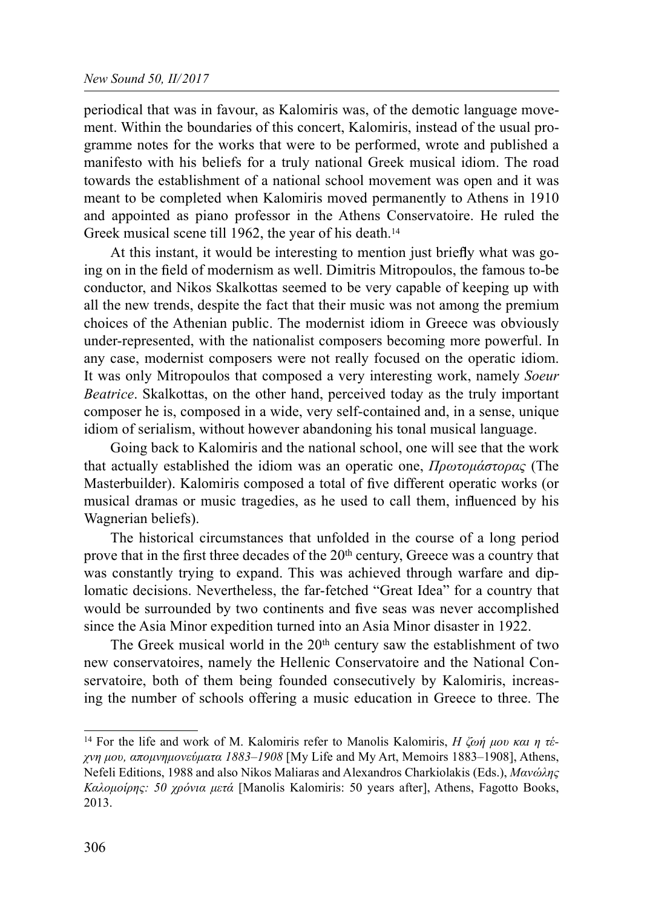periodical that was in favour, as Kalomiris was, of the demotic language movement. Within the boundaries of this concert, Kalomiris, instead of the usual programme notes for the works that were to be performed, wrote and published a manifesto with his beliefs for a truly national Greek musical idiom. The road towards the establishment of a national school movement was open and it was meant to be completed when Kalomiris moved permanently to Athens in 1910 and appointed as piano professor in the Athens Conservatoire. He ruled the Greek musical scene till 1962, the year of his death.[14]

At this instant, it would be interesting to mention just briefly what was going on in the field of modernism as well. Dimitris Mitropoulos, the famous to-be conductor, and Nikos Skalkottas seemed to be very capable of keeping up with all the new trends, despite the fact that their music was not among the premium choices of the Athenian public. The modernist idiom in Greece was obviously under-represented, with the nationalist composers becoming more powerful. In any case, modernist composers were not really focused on the operatic idiom. It was only Mitropoulos that composed a very interesting work, namely *Soeur Beatrice*. Skalkottas, on the other hand, perceived today as the truly important composer he is, composed in a wide, very self-contained and, in a sense, unique idiom of serialism, without however abandoning his tonal musical language.

Going back to Kalomiris and the national school, one will see that the work that actually established the idiom was an operatic one, *Πρωτομάστορας* (The Masterbuilder). Kalomiris composed a total of five different operatic works (or musical dramas or music tragedies, as he used to call them, influenced by his Wagnerian beliefs).

The historical circumstances that unfolded in the course of a long period prove that in the first three decades of the 20th century, Greece was a country that was constantly trying to expand. This was achieved through warfare and diplomatic decisions. Nevertheless, the far-fetched "Great Idea" for a country that would be surrounded by two continents and five seas was never accomplished since the Asia Minor expedition turned into an Asia Minor disaster in 1922.

The Greek musical world in the 20th century saw the establishment of two new conservatoires, namely the Hellenic Conservatoire and the National Conservatoire, both of them being founded consecutively by Kalomiris, increasing the number of schools offering a music education in Greece to three. The

---

[14] For the life and work of M. Kalomiris refer to Manolis Kalomiris, *Η ζωή μου και η τέχνη μου, απομνημονεύματα 1883–1908* [My Life and My Art, Memoirs 1883–1908], Athens, Nefeli Editions, 1988 and also Nikos Maliaras and Alexandros Charkiolakis (Eds.), *Μανώλης Καλομοίρης: 50 χρόνια μετά* [Manolis Kalomiris: 50 years after], Athens, Fagotto Books, 2013.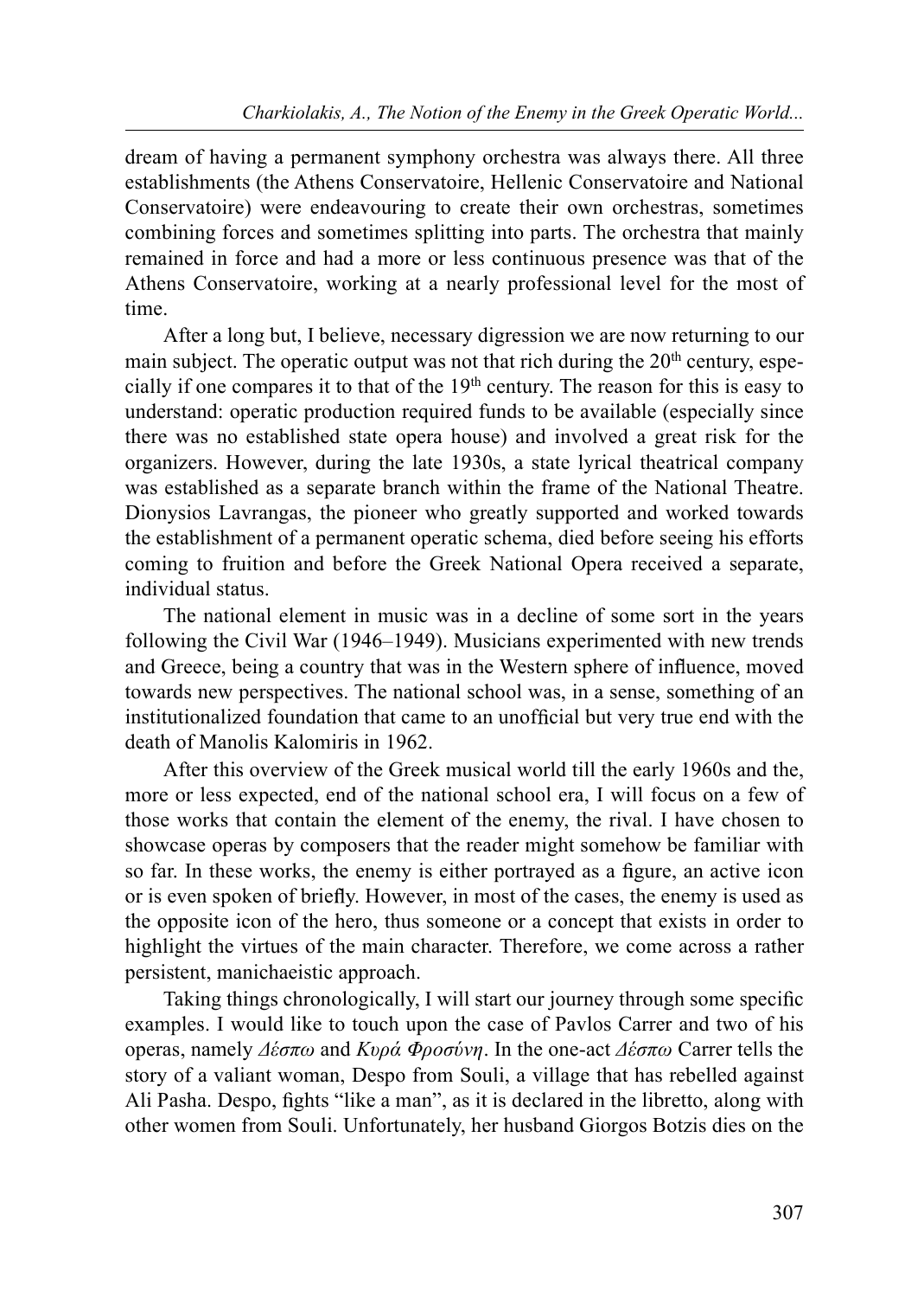dream of having a permanent symphony orchestra was always there. All three establishments (the Athens Conservatoire, Hellenic Conservatoire and National Conservatoire) were endeavouring to create their own orchestras, sometimes combining forces and sometimes splitting into parts. The orchestra that mainly remained in force and had a more or less continuous presence was that of the Athens Conservatoire, working at a nearly professional level for the most of time.

After a long but, I believe, necessary digression we are now returning to our main subject. The operatic output was not that rich during the 20th century, especially if one compares it to that of the 19th century. The reason for this is easy to understand: operatic production required funds to be available (especially since there was no established state opera house) and involved a great risk for the organizers. However, during the late 1930s, a state lyrical theatrical company was established as a separate branch within the frame of the National Theatre. Dionysios Lavrangas, the pioneer who greatly supported and worked towards the establishment of a permanent operatic schema, died before seeing his efforts coming to fruition and before the Greek National Opera received a separate, individual status.

The national element in music was in a decline of some sort in the years following the Civil War (1946–1949). Musicians experimented with new trends and Greece, being a country that was in the Western sphere of influence, moved towards new perspectives. The national school was, in a sense, something of an institutionalized foundation that came to an unofficial but very true end with the death of Manolis Kalomiris in 1962.

After this overview of the Greek musical world till the early 1960s and the, more or less expected, end of the national school era, I will focus on a few of those works that contain the element of the enemy, the rival. I have chosen to showcase operas by composers that the reader might somehow be familiar with so far. In these works, the enemy is either portrayed as a figure, an active icon or is even spoken of briefly. However, in most of the cases, the enemy is used as the opposite icon of the hero, thus someone or a concept that exists in order to highlight the virtues of the main character. Therefore, we come across a rather persistent, manichaeistic approach.

Taking things chronologically, I will start our journey through some specific examples. I would like to touch upon the case of Pavlos Carrer and two of his operas, namely *Δέσπω* and *Κυρά Φροσύνη*. In the one-act *Δέσπω* Carrer tells the story of a valiant woman, Despo from Souli, a village that has rebelled against Ali Pasha. Despo, fights "like a man", as it is declared in the libretto, along with other women from Souli. Unfortunately, her husband Giorgos Botzis dies on the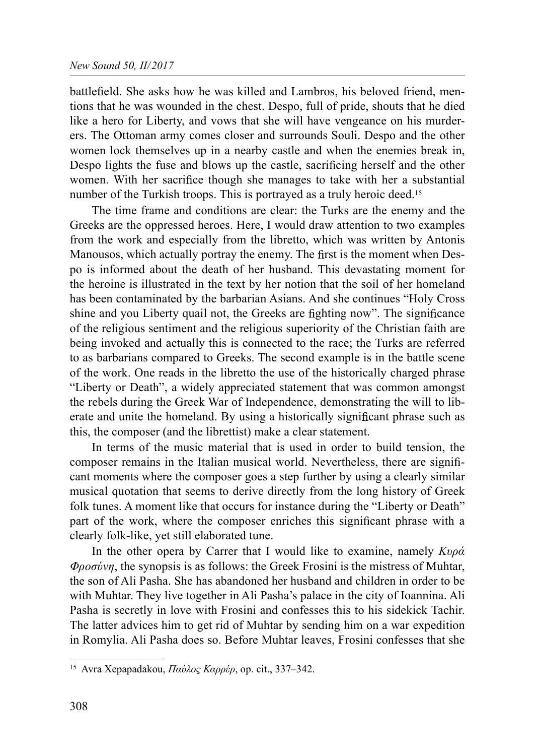battlefield. She asks how he was killed and Lambros, his beloved friend, mentions that he was wounded in the chest. Despo, full of pride, shouts that he died like a hero for Liberty, and vows that she will have vengeance on his murderers. The Ottoman army comes closer and surrounds Souli. Despo and the other women lock themselves up in a nearby castle and when the enemies break in, Despo lights the fuse and blows up the castle, sacrificing herself and the other women. With her sacrifice though she manages to take with her a substantial number of the Turkish troops. This is portrayed as a truly heroic deed.[15]

The time frame and conditions are clear: the Turks are the enemy and the Greeks are the oppressed heroes. Here, I would draw attention to two examples from the work and especially from the libretto, which was written by Antonis Manousos, which actually portray the enemy. The first is the moment when Despo is informed about the death of her husband. This devastating moment for the heroine is illustrated in the text by her notion that the soil of her homeland has been contaminated by the barbarian Asians. And she continues "Holy Cross shine and you Liberty quail not, the Greeks are fighting now". The significance of the religious sentiment and the religious superiority of the Christian faith are being invoked and actually this is connected to the race; the Turks are referred to as barbarians compared to Greeks. The second example is in the battle scene of the work. One reads in the libretto the use of the historically charged phrase "Liberty or Death", a widely appreciated statement that was common amongst the rebels during the Greek War of Independence, demonstrating the will to liberate and unite the homeland. By using a historically significant phrase such as this, the composer (and the librettist) make a clear statement.

In terms of the music material that is used in order to build tension, the composer remains in the Italian musical world. Nevertheless, there are significant moments where the composer goes a step further by using a clearly similar musical quotation that seems to derive directly from the long history of Greek folk tunes. A moment like that occurs for instance during the "Liberty or Death" part of the work, where the composer enriches this significant phrase with a clearly folk-like, yet still elaborated tune.

In the other opera by Carrer that I would like to examine, namely *Κυρά Φροσύνη*, the synopsis is as follows: the Greek Frosini is the mistress of Muhtar, the son of Ali Pasha. She has abandoned her husband and children in order to be with Muhtar. They live together in Ali Pasha's palace in the city of Ioannina. Ali Pasha is secretly in love with Frosini and confesses this to his sidekick Tachir. The latter advices him to get rid of Muhtar by sending him on a war expedition in Romylia. Ali Pasha does so. Before Muhtar leaves, Frosini confesses that she

---

[15] Avra Xepapadakou, *Παύλος Καρρέρ*, op. cit., 337–342.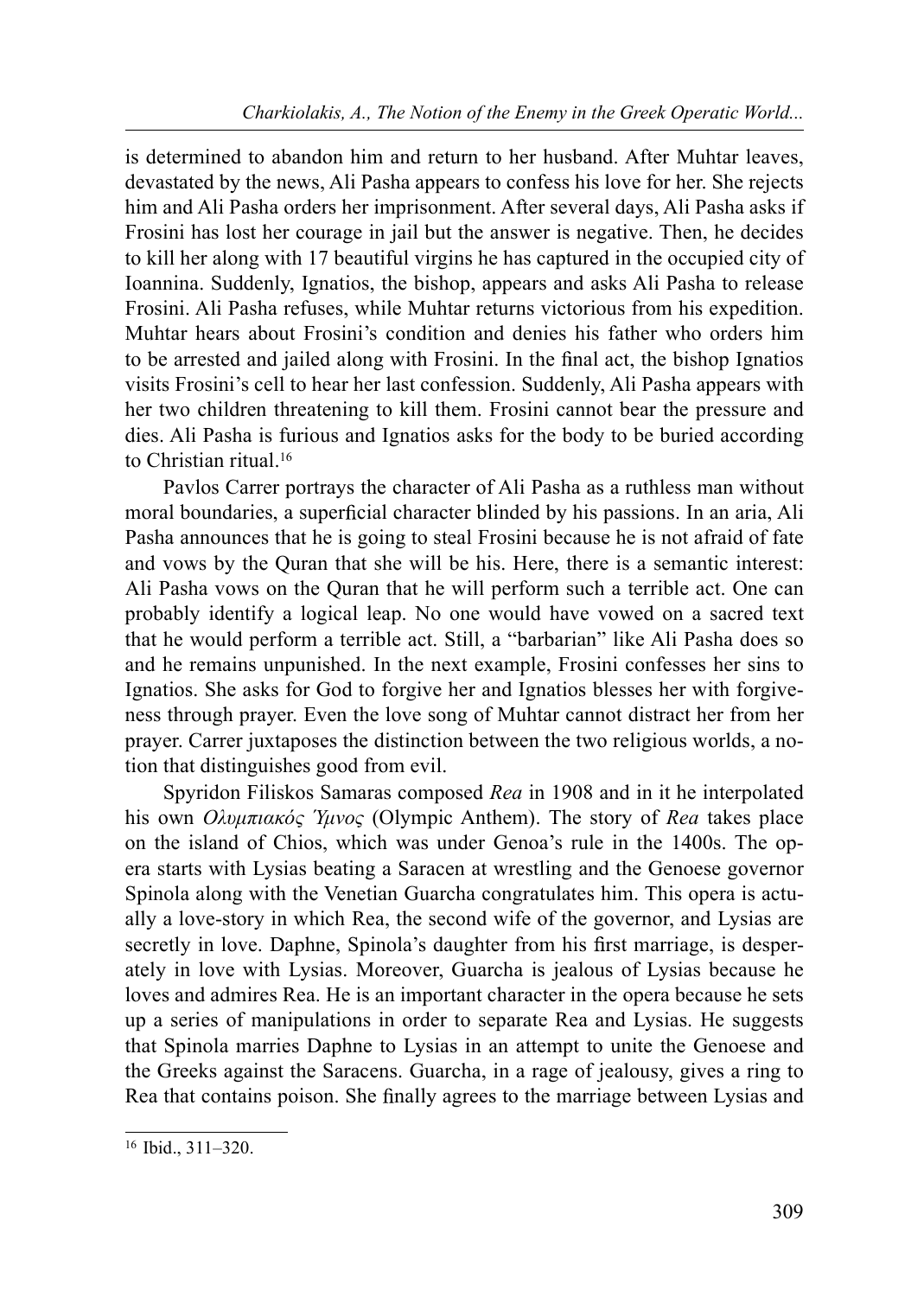is determined to abandon him and return to her husband. After Muhtar leaves, devastated by the news, Ali Pasha appears to confess his love for her. She rejects him and Ali Pasha orders her imprisonment. After several days, Ali Pasha asks if Frosini has lost her courage in jail but the answer is negative. Then, he decides to kill her along with 17 beautiful virgins he has captured in the occupied city of Ioannina. Suddenly, Ignatios, the bishop, appears and asks Ali Pasha to release Frosini. Ali Pasha refuses, while Muhtar returns victorious from his expedition. Muhtar hears about Frosini's condition and denies his father who orders him to be arrested and jailed along with Frosini. In the final act, the bishop Ignatios visits Frosini's cell to hear her last confession. Suddenly, Ali Pasha appears with her two children threatening to kill them. Frosini cannot bear the pressure and dies. Ali Pasha is furious and Ignatios asks for the body to be buried according to Christian ritual.[16]

Pavlos Carrer portrays the character of Ali Pasha as a ruthless man without moral boundaries, a superficial character blinded by his passions. In an aria, Ali Pasha announces that he is going to steal Frosini because he is not afraid of fate and vows by the Quran that she will be his. Here, there is a semantic interest: Ali Pasha vows on the Quran that he will perform such a terrible act. One can probably identify a logical leap. No one would have vowed on a sacred text that he would perform a terrible act. Still, a "barbarian" like Ali Pasha does so and he remains unpunished. In the next example, Frosini confesses her sins to Ignatios. She asks for God to forgive her and Ignatios blesses her with forgiveness through prayer. Even the love song of Muhtar cannot distract her from her prayer. Carrer juxtaposes the distinction between the two religious worlds, a notion that distinguishes good from evil.

Spyridon Filiskos Samaras composed *Rea* in 1908 and in it he interpolated his own *Ολυμπιακός Ύμνος* (Olympic Anthem). The story of *Rea* takes place on the island of Chios, which was under Genoa's rule in the 1400s. The opera starts with Lysias beating a Saracen at wrestling and the Genoese governor Spinola along with the Venetian Guarcha congratulates him. This opera is actually a love-story in which Rea, the second wife of the governor, and Lysias are secretly in love. Daphne, Spinola's daughter from his first marriage, is desperately in love with Lysias. Moreover, Guarcha is jealous of Lysias because he loves and admires Rea. He is an important character in the opera because he sets up a series of manipulations in order to separate Rea and Lysias. He suggests that Spinola marries Daphne to Lysias in an attempt to unite the Genoese and the Greeks against the Saracens. Guarcha, in a rage of jealousy, gives a ring to Rea that contains poison. She finally agrees to the marriage between Lysias and

[16] Ibid., 311–320.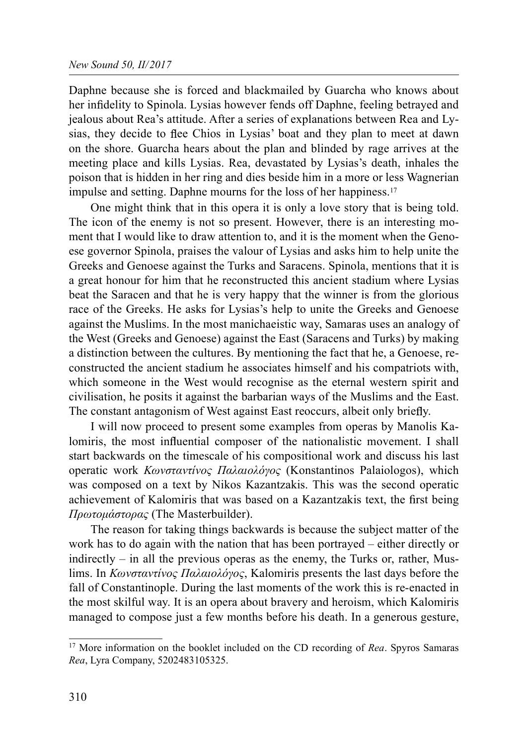Daphne because she is forced and blackmailed by Guarcha who knows about her infidelity to Spinola. Lysias however fends off Daphne, feeling betrayed and jealous about Rea's attitude. After a series of explanations between Rea and Lysias, they decide to flee Chios in Lysias' boat and they plan to meet at dawn on the shore. Guarcha hears about the plan and blinded by rage arrives at the meeting place and kills Lysias. Rea, devastated by Lysias's death, inhales the poison that is hidden in her ring and dies beside him in a more or less Wagnerian impulse and setting. Daphne mourns for the loss of her happiness.[17]

One might think that in this opera it is only a love story that is being told. The icon of the enemy is not so present. However, there is an interesting moment that I would like to draw attention to, and it is the moment when the Genoese governor Spinola, praises the valour of Lysias and asks him to help unite the Greeks and Genoese against the Turks and Saracens. Spinola, mentions that it is a great honour for him that he reconstructed this ancient stadium where Lysias beat the Saracen and that he is very happy that the winner is from the glorious race of the Greeks. He asks for Lysias's help to unite the Greeks and Genoese against the Muslims. In the most manichaeistic way, Samaras uses an analogy of the West (Greeks and Genoese) against the East (Saracens and Turks) by making a distinction between the cultures. By mentioning the fact that he, a Genoese, reconstructed the ancient stadium he associates himself and his compatriots with, which someone in the West would recognise as the eternal western spirit and civilisation, he posits it against the barbarian ways of the Muslims and the East. The constant antagonism of West against East reoccurs, albeit only briefly.

I will now proceed to present some examples from operas by Manolis Kalomiris, the most influential composer of the nationalistic movement. I shall start backwards on the timescale of his compositional work and discuss his last operatic work *Κωνσταντίνος Παλαιολόγος* (Konstantinos Palaiologos), which was composed on a text by Nikos Kazantzakis. This was the second operatic achievement of Kalomiris that was based on a Kazantzakis text, the first being *Πρωτομάστορας* (The Masterbuilder).

The reason for taking things backwards is because the subject matter of the work has to do again with the nation that has been portrayed – either directly or indirectly – in all the previous operas as the enemy, the Turks or, rather, Muslims. In *Κωνσταντίνος Παλαιολόγος*, Kalomiris presents the last days before the fall of Constantinople. During the last moments of the work this is re-enacted in the most skilful way. It is an opera about bravery and heroism, which Kalomiris managed to compose just a few months before his death. In a generous gesture,

[17] More information on the booklet included on the CD recording of *Rea*. Spyros Samaras *Rea*, Lyra Company, 5202483105325.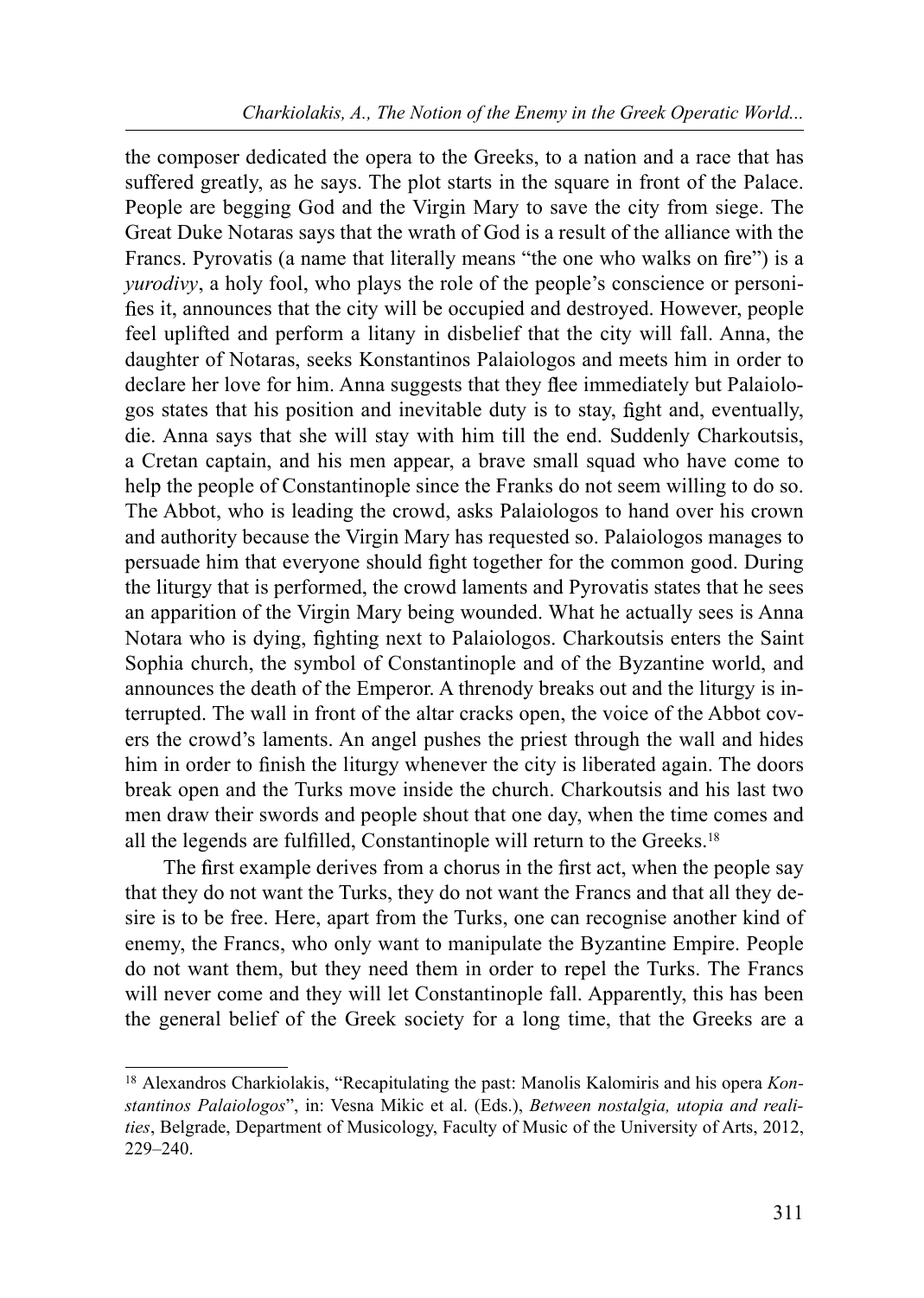the composer dedicated the opera to the Greeks, to a nation and a race that has suffered greatly, as he says. The plot starts in the square in front of the Palace. People are begging God and the Virgin Mary to save the city from siege. The Great Duke Notaras says that the wrath of God is a result of the alliance with the Francs. Pyrovatis (a name that literally means "the one who walks on fire") is a *yurodivy*, a holy fool, who plays the role of the people's conscience or personifies it, announces that the city will be occupied and destroyed. However, people feel uplifted and perform a litany in disbelief that the city will fall. Anna, the daughter of Notaras, seeks Konstantinos Palaiologos and meets him in order to declare her love for him. Anna suggests that they flee immediately but Palaiologos states that his position and inevitable duty is to stay, fight and, eventually, die. Anna says that she will stay with him till the end. Suddenly Charkoutsis, a Cretan captain, and his men appear, a brave small squad who have come to help the people of Constantinople since the Franks do not seem willing to do so. The Abbot, who is leading the crowd, asks Palaiologos to hand over his crown and authority because the Virgin Mary has requested so. Palaiologos manages to persuade him that everyone should fight together for the common good. During the liturgy that is performed, the crowd laments and Pyrovatis states that he sees an apparition of the Virgin Mary being wounded. What he actually sees is Anna Notara who is dying, fighting next to Palaiologos. Charkoutsis enters the Saint Sophia church, the symbol of Constantinople and of the Byzantine world, and announces the death of the Emperor. A threnody breaks out and the liturgy is interrupted. The wall in front of the altar cracks open, the voice of the Abbot covers the crowd's laments. An angel pushes the priest through the wall and hides him in order to finish the liturgy whenever the city is liberated again. The doors break open and the Turks move inside the church. Charkoutsis and his last two men draw their swords and people shout that one day, when the time comes and all the legends are fulfilled, Constantinople will return to the Greeks.[18]

The first example derives from a chorus in the first act, when the people say that they do not want the Turks, they do not want the Francs and that all they desire is to be free. Here, apart from the Turks, one can recognise another kind of enemy, the Francs, who only want to manipulate the Byzantine Empire. People do not want them, but they need them in order to repel the Turks. The Francs will never come and they will let Constantinople fall. Apparently, this has been the general belief of the Greek society for a long time, that the Greeks are a

---

[18] Alexandros Charkiolakis, "Recapitulating the past: Manolis Kalomiris and his opera *Konstantinos Palaiologos*", in: Vesna Mikic et al. (Eds.), *Between nostalgia, utopia and realities*, Belgrade, Department of Musicology, Faculty of Music of the University of Arts, 2012, 229–240.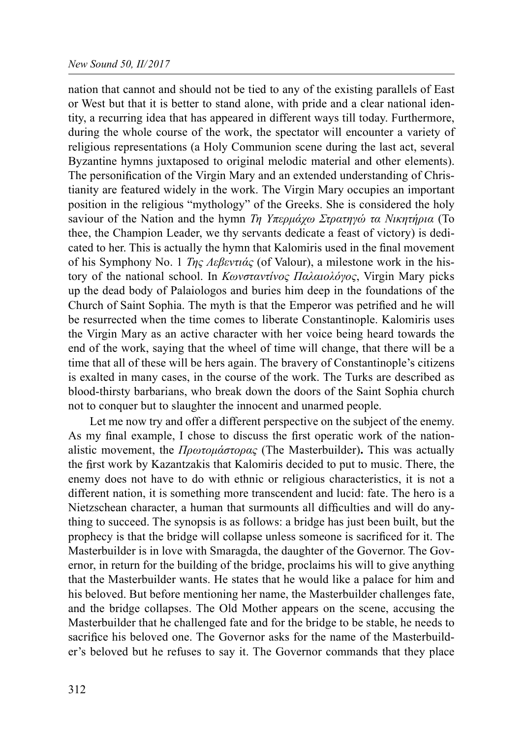nation that cannot and should not be tied to any of the existing parallels of East or West but that it is better to stand alone, with pride and a clear national identity, a recurring idea that has appeared in different ways till today. Furthermore, during the whole course of the work, the spectator will encounter a variety of religious representations (a Holy Communion scene during the last act, several Byzantine hymns juxtaposed to original melodic material and other elements). The personification of the Virgin Mary and an extended understanding of Christianity are featured widely in the work. The Virgin Mary occupies an important position in the religious "mythology" of the Greeks. She is considered the holy saviour of the Nation and the hymn *Τη Υπερμάχω Στρατηγώ τα Νικητήρια* (To thee, the Champion Leader, we thy servants dedicate a feast of victory) is dedicated to her. This is actually the hymn that Kalomiris used in the final movement of his Symphony No. 1 *Της Λεβεντιάς* (of Valour), a milestone work in the history of the national school. In *Κωνσταντίνος Παλαιολόγος*, Virgin Mary picks up the dead body of Palaiologos and buries him deep in the foundations of the Church of Saint Sophia. The myth is that the Emperor was petrified and he will be resurrected when the time comes to liberate Constantinople. Kalomiris uses the Virgin Mary as an active character with her voice being heard towards the end of the work, saying that the wheel of time will change, that there will be a time that all of these will be hers again. The bravery of Constantinople's citizens is exalted in many cases, in the course of the work. The Turks are described as blood-thirsty barbarians, who break down the doors of the Saint Sophia church not to conquer but to slaughter the innocent and unarmed people.

Let me now try and offer a different perspective on the subject of the enemy. As my final example, I chose to discuss the first operatic work of the nationalistic movement, the *Πρωτομάστορας* (The Masterbuilder)**.** This was actually the first work by Kazantzakis that Kalomiris decided to put to music. There, the enemy does not have to do with ethnic or religious characteristics, it is not a different nation, it is something more transcendent and lucid: fate. The hero is a Nietzschean character, a human that surmounts all difficulties and will do anything to succeed. The synopsis is as follows: a bridge has just been built, but the prophecy is that the bridge will collapse unless someone is sacrificed for it. The Masterbuilder is in love with Smaragda, the daughter of the Governor. The Governor, in return for the building of the bridge, proclaims his will to give anything that the Masterbuilder wants. He states that he would like a palace for him and his beloved. But before mentioning her name, the Masterbuilder challenges fate, and the bridge collapses. The Old Mother appears on the scene, accusing the Masterbuilder that he challenged fate and for the bridge to be stable, he needs to sacrifice his beloved one. The Governor asks for the name of the Masterbuilder's beloved but he refuses to say it. The Governor commands that they place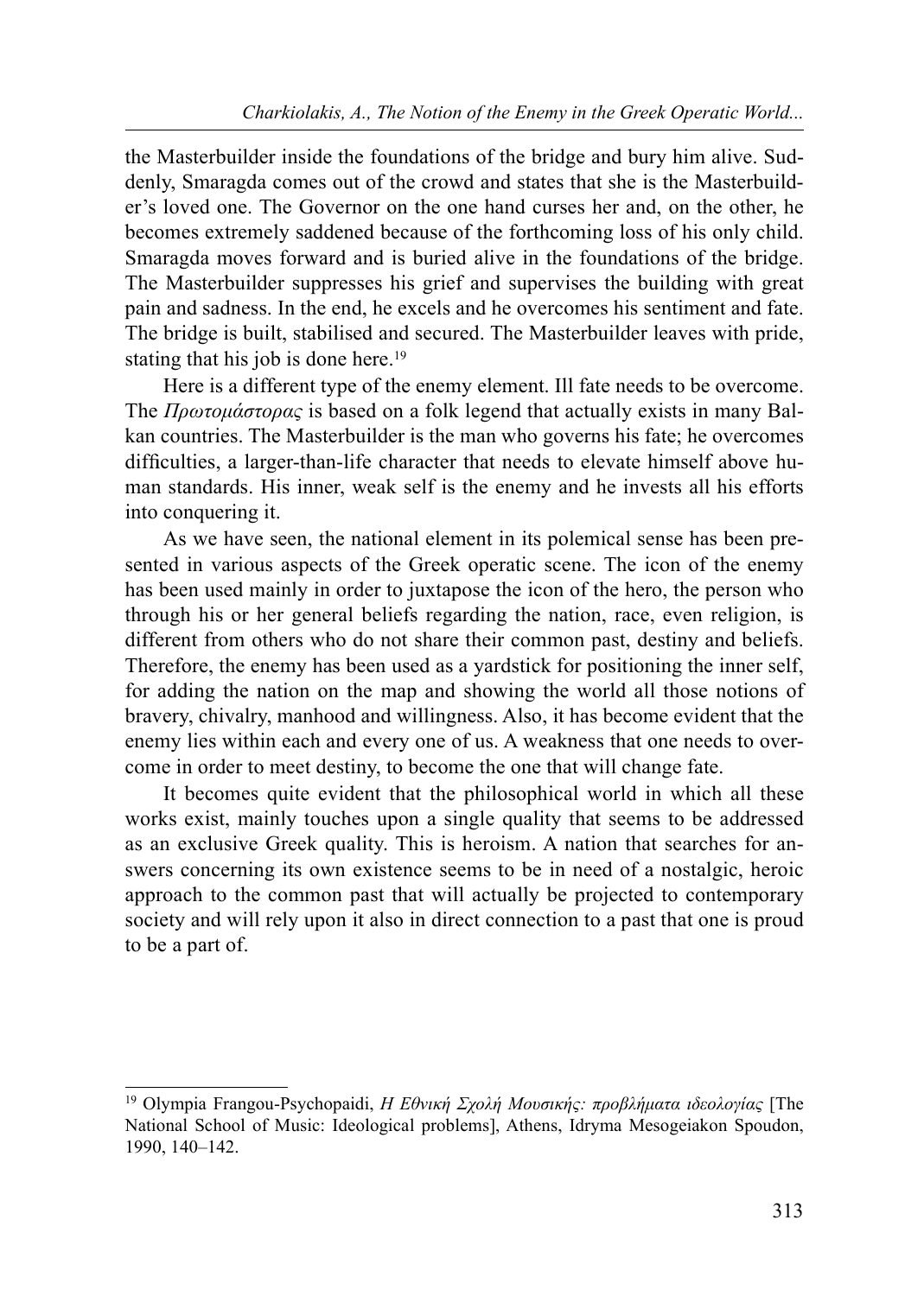the Masterbuilder inside the foundations of the bridge and bury him alive. Suddenly, Smaragda comes out of the crowd and states that she is the Masterbuilder's loved one. The Governor on the one hand curses her and, on the other, he becomes extremely saddened because of the forthcoming loss of his only child. Smaragda moves forward and is buried alive in the foundations of the bridge. The Masterbuilder suppresses his grief and supervises the building with great pain and sadness. In the end, he excels and he overcomes his sentiment and fate. The bridge is built, stabilised and secured. The Masterbuilder leaves with pride, stating that his job is done here.[19]

Here is a different type of the enemy element. Ill fate needs to be overcome. The *Πρωτομάστορας* is based on a folk legend that actually exists in many Balkan countries. The Masterbuilder is the man who governs his fate; he overcomes difficulties, a larger-than-life character that needs to elevate himself above human standards. His inner, weak self is the enemy and he invests all his efforts into conquering it.

As we have seen, the national element in its polemical sense has been presented in various aspects of the Greek operatic scene. The icon of the enemy has been used mainly in order to juxtapose the icon of the hero, the person who through his or her general beliefs regarding the nation, race, even religion, is different from others who do not share their common past, destiny and beliefs. Therefore, the enemy has been used as a yardstick for positioning the inner self, for adding the nation on the map and showing the world all those notions of bravery, chivalry, manhood and willingness. Also, it has become evident that the enemy lies within each and every one of us. A weakness that one needs to overcome in order to meet destiny, to become the one that will change fate.

It becomes quite evident that the philosophical world in which all these works exist, mainly touches upon a single quality that seems to be addressed as an exclusive Greek quality. This is heroism. A nation that searches for answers concerning its own existence seems to be in need of a nostalgic, heroic approach to the common past that will actually be projected to contemporary society and will rely upon it also in direct connection to a past that one is proud to be a part of.

---

[19] Olympia Frangou-Psychopaidi, *Η Εθνική Σχολή Μουσικής: προβλήματα ιδεολογίας* [The National School of Music: Ideological problems], Athens, Idryma Mesogeiakon Spoudon, 1990, 140–142.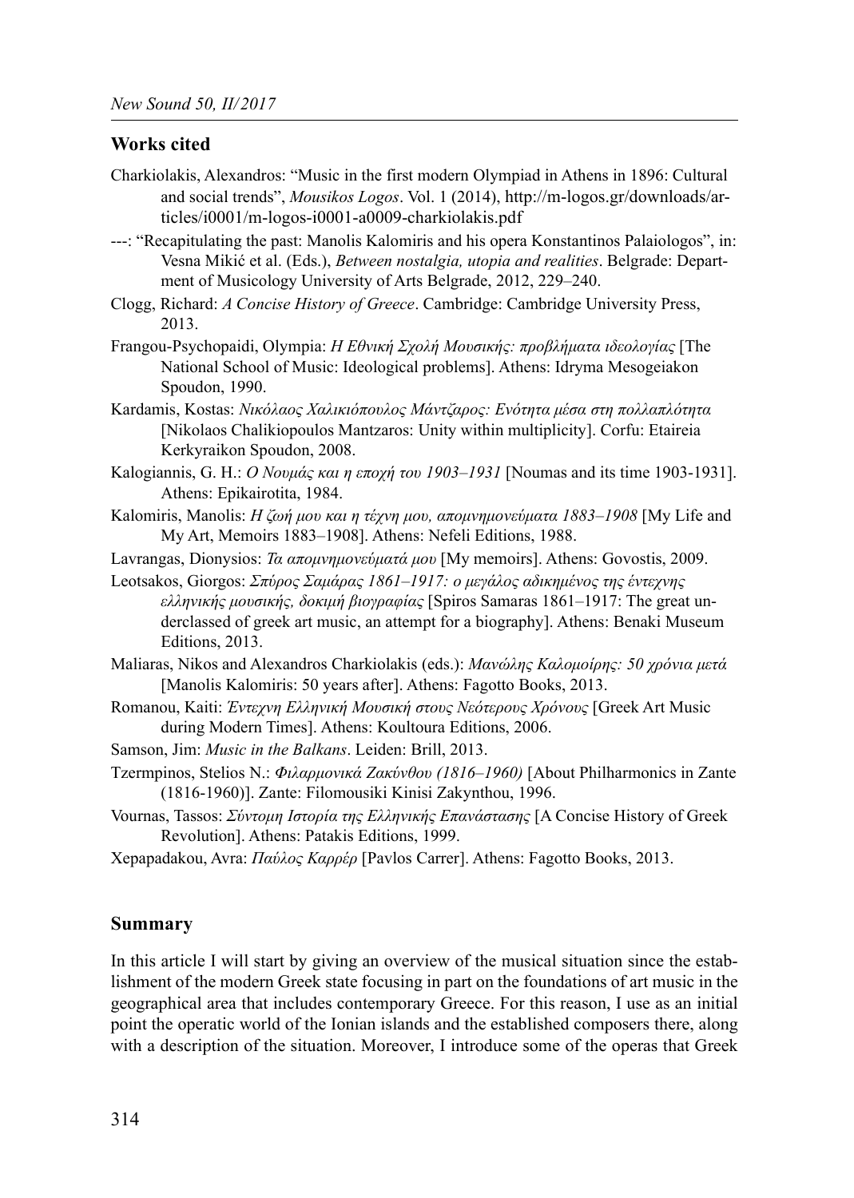## Works cited

Charkiolakis, Alexandros: "Music in the first modern Olympiad in Athens in 1896: Cultural and social trends", *Mousikos Logos*. Vol. 1 (2014), http://m-logos.gr/downloads/articles/i0001/m-logos-i0001-a0009-charkiolakis.pdf

---: "Recapitulating the past: Manolis Kalomiris and his opera Konstantinos Palaiologos", in: Vesna Mikić et al. (Eds.), *Between nostalgia, utopia and realities*. Belgrade: Department of Musicology University of Arts Belgrade, 2012, 229–240.

Clogg, Richard: *A Concise History of Greece*. Cambridge: Cambridge University Press, 2013.

Frangou-Psychopaidi, Olympia: *Η Εθνική Σχολή Μουσικής: προβλήματα ιδεολογίας* [The National School of Music: Ideological problems]. Athens: Idryma Mesogeiakon Spoudon, 1990.

Kardamis, Kostas: *Νικόλαος Χαλικιόπουλος Μάντζαρος: Ενότητα μέσα στη πολλαπλότητα* [Nikolaos Chalikiopoulos Mantzaros: Unity within multiplicity]. Corfu: Etaireia Kerkyraikon Spoudon, 2008.

Kalogiannis, G. H.: *Ο Νουμάς και η εποχή του 1903–1931* [Noumas and its time 1903-1931]. Athens: Epikairotita, 1984.

Kalomiris, Manolis: *Η ζωή μου και η τέχνη μου, απομνημονεύματα 1883–1908* [My Life and My Art, Memoirs 1883–1908]. Athens: Nefeli Editions, 1988.

Lavrangas, Dionysios: *Τα απομνημονεύματά μου* [My memoirs]. Athens: Govostis, 2009.

Leotsakos, Giorgos: *Σπύρος Σαμάρας 1861–1917: ο μεγάλος αδικημένος της έντεχνης ελληνικής μουσικής, δοκιμή βιογραφίας* [Spiros Samaras 1861–1917: The great underclassed of greek art music, an attempt for a biography]. Athens: Benaki Museum Editions, 2013.

Maliaras, Nikos and Alexandros Charkiolakis (eds.): *Μανώλης Καλομοίρης: 50 χρόνια μετά* [Manolis Kalomiris: 50 years after]. Athens: Fagotto Books, 2013.

Romanou, Kaiti: *Έντεχνη Ελληνική Μουσική στους Νεότερους Χρόνους* [Greek Art Music during Modern Times]. Athens: Koultoura Editions, 2006.

Samson, Jim: *Music in the Balkans*. Leiden: Brill, 2013.

Tzermpinos, Stelios N.: *Φιλαρμονικά Ζακύνθου (1816–1960)* [About Philharmonics in Zante (1816-1960)]. Zante: Filomousiki Kinisi Zakynthou, 1996.

Vournas, Tassos: *Σύντομη Ιστορία της Ελληνικής Επανάστασης* [A Concise History of Greek Revolution]. Athens: Patakis Editions, 1999.

Xepapadakou, Avra: *Παύλος Καρρέρ* [Pavlos Carrer]. Athens: Fagotto Books, 2013.

## Summary

In this article I will start by giving an overview of the musical situation since the establishment of the modern Greek state focusing in part on the foundations of art music in the geographical area that includes contemporary Greece. For this reason, I use as an initial point the operatic world of the Ionian islands and the established composers there, along with a description of the situation. Moreover, I introduce some of the operas that Greek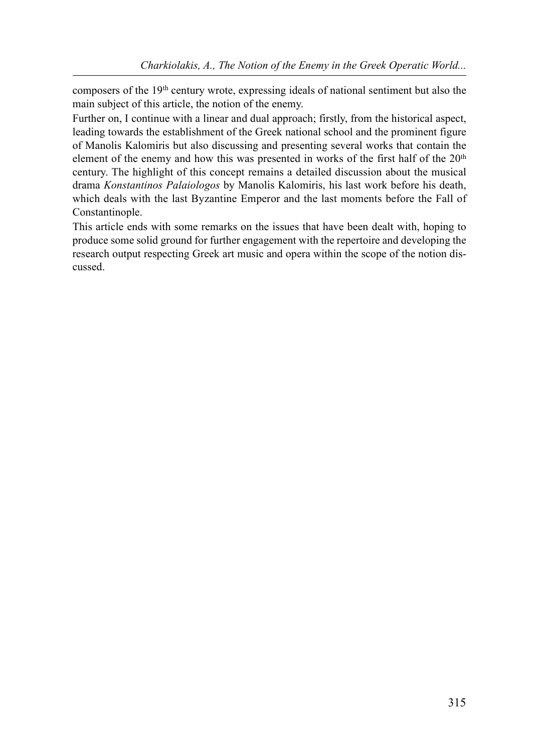composers of the 19th century wrote, expressing ideals of national sentiment but also the main subject of this article, the notion of the enemy.

Further on, I continue with a linear and dual approach; firstly, from the historical aspect, leading towards the establishment of the Greek national school and the prominent figure of Manolis Kalomiris but also discussing and presenting several works that contain the element of the enemy and how this was presented in works of the first half of the 20th century. The highlight of this concept remains a detailed discussion about the musical drama *Konstantinos Palaiologos* by Manolis Kalomiris, his last work before his death, which deals with the last Byzantine Emperor and the last moments before the Fall of Constantinople.

This article ends with some remarks on the issues that have been dealt with, hoping to produce some solid ground for further engagement with the repertoire and developing the research output respecting Greek art music and opera within the scope of the notion discussed.